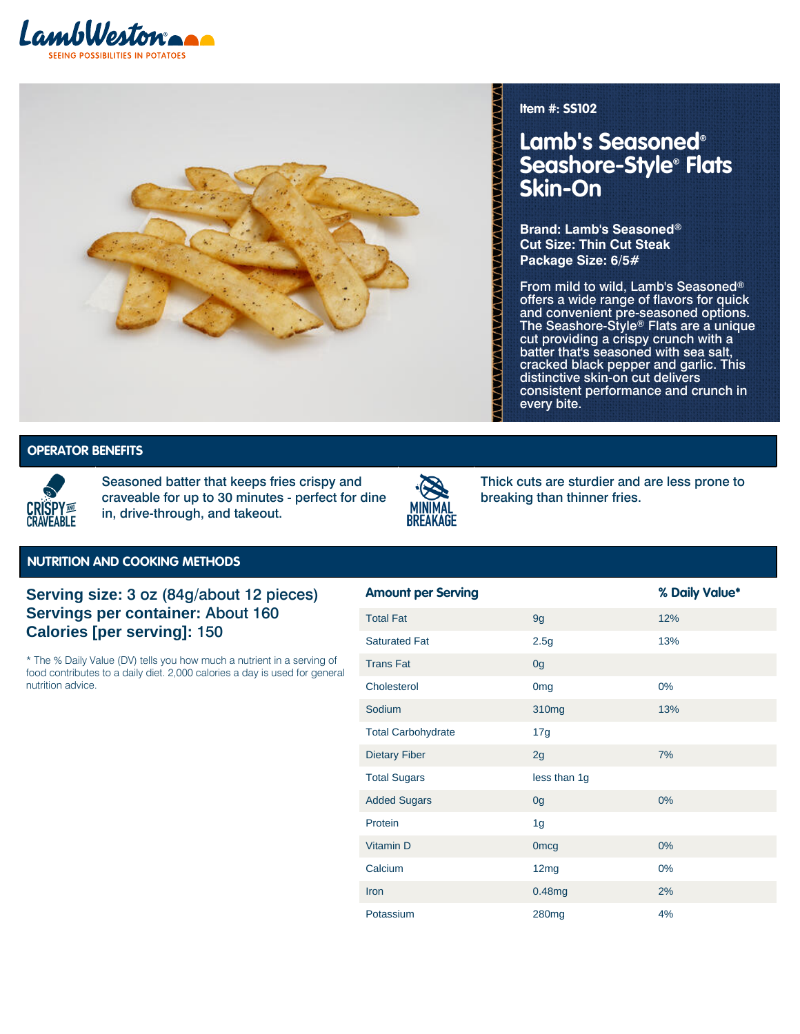LambWeston
SEEING POSSIBILITIES IN POTATOES

Item #: SS102

# Lamb's Seasoned® Seashore-Style® Flats Skin-On

**Brand: Lamb's Seasoned®**
**Cut Size: Thin Cut Steak**
**Package Size: 6/5#**

From mild to wild, Lamb's Seasoned® offers a wide range of flavors for quick and convenient pre-seasoned options. The Seashore-Style® Flats are a unique cut providing a crispy crunch with a batter that's seasoned with sea salt, cracked black pepper and garlic. This distinctive skin-on cut delivers consistent performance and crunch in every bite.

## OPERATOR BENEFITS

CRISPY AND CRAVEABLE

Seasoned batter that keeps fries crispy and craveable for up to 30 minutes - perfect for dine in, drive-through, and takeout.

MINIMAL BREAKAGE

Thick cuts are sturdier and are less prone to breaking than thinner fries.

## NUTRITION AND COOKING METHODS

**Serving size: 3 oz (84g/about 12 pieces)**
**Servings per container: About 160**
**Calories [per serving]: 150**

\* The % Daily Value (DV) tells you how much a nutrient in a serving of food contributes to a daily diet. 2,000 calories a day is used for general nutrition advice.

| Amount per Serving | | % Daily Value* |
|---|---|---|
| Total Fat | 9g | 12% |
| Saturated Fat | 2.5g | 13% |
| Trans Fat | 0g | |
| Cholesterol | 0mg | 0% |
| Sodium | 310mg | 13% |
| Total Carbohydrate | 17g | |
| Dietary Fiber | 2g | 7% |
| Total Sugars | less than 1g | |
| Added Sugars | 0g | 0% |
| Protein | 1g | |
| Vitamin D | 0mcg | 0% |
| Calcium | 12mg | 0% |
| Iron | 0.48mg | 2% |
| Potassium | 280mg | 4% |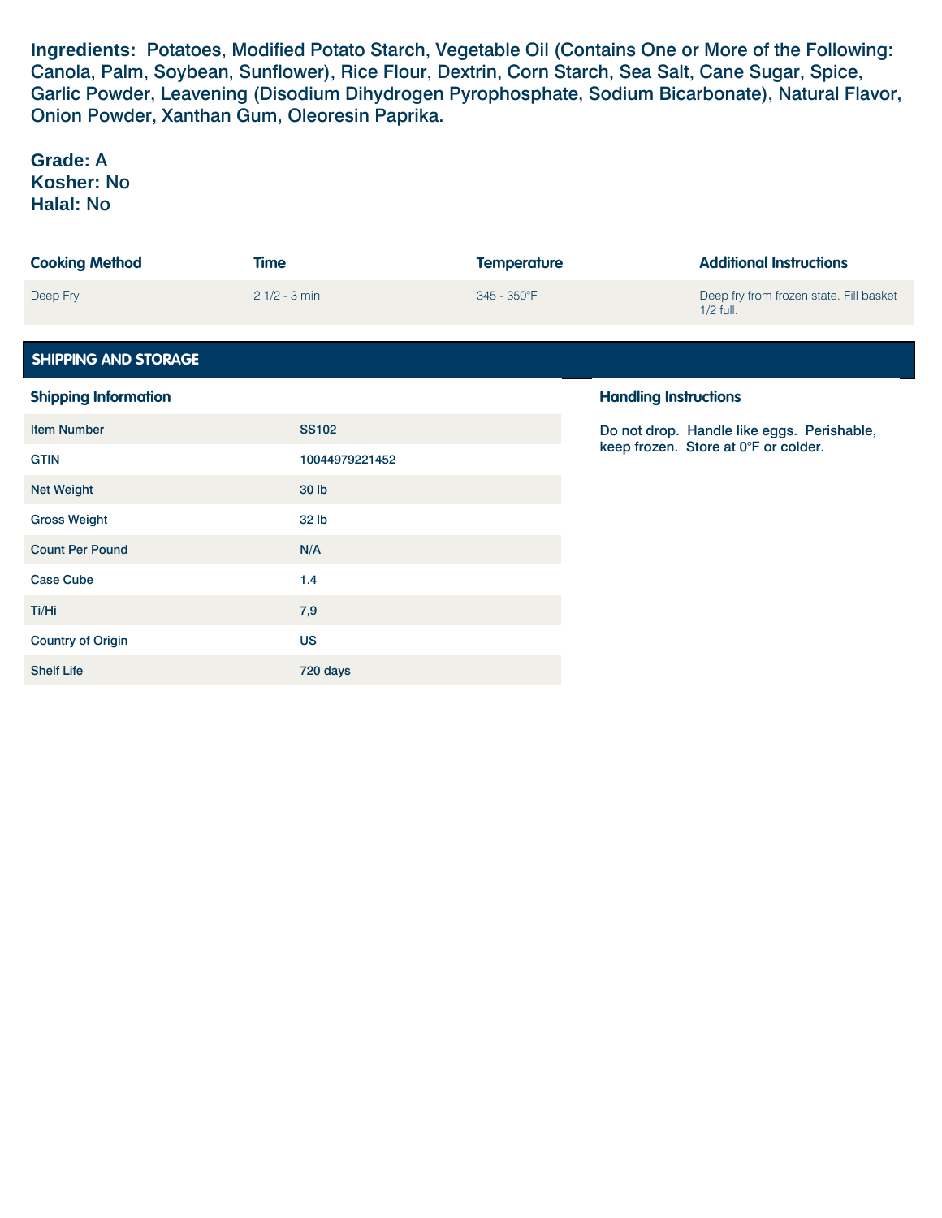**Ingredients:** Potatoes, Modified Potato Starch, Vegetable Oil (Contains One or More of the Following: Canola, Palm, Soybean, Sunflower), Rice Flour, Dextrin, Corn Starch, Sea Salt, Cane Sugar, Spice, Garlic Powder, Leavening (Disodium Dihydrogen Pyrophosphate, Sodium Bicarbonate), Natural Flavor, Onion Powder, Xanthan Gum, Oleoresin Paprika.

**Grade:** A
**Kosher:** No
**Halal:** No

| Cooking Method | Time | Temperature | Additional Instructions |
| --- | --- | --- | --- |
| Deep Fry | 2 1/2 - 3 min | 345 - 350°F | Deep fry from frozen state. Fill basket 1/2 full. |

## SHIPPING AND STORAGE

### Shipping Information

| | |
| --- | --- |
| Item Number | SS102 |
| GTIN | 10044979221452 |
| Net Weight | 30 lb |
| Gross Weight | 32 lb |
| Count Per Pound | N/A |
| Case Cube | 1.4 |
| Ti/Hi | 7,9 |
| Country of Origin | US |
| Shelf Life | 720 days |

### Handling Instructions

Do not drop. Handle like eggs. Perishable, keep frozen. Store at 0°F or colder.